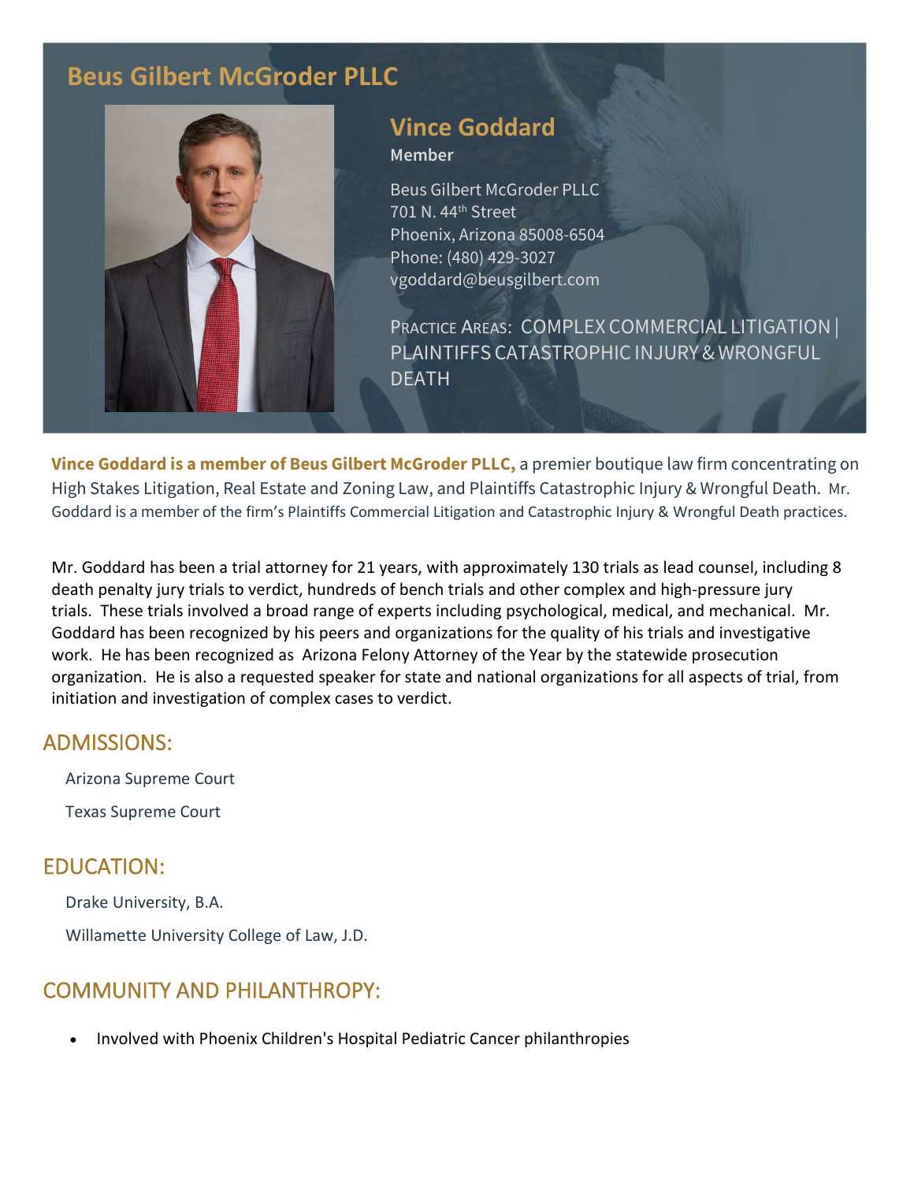# Beus Gilbert McGroder PLLC

## Vince Goddard

**Member**

Beus Gilbert McGroder PLLC
701 N. 44th Street
Phoenix, Arizona 85008-6504
Phone: (480) 429-3027
vgoddard@beusgilbert.com

PRACTICE AREAS: COMPLEX COMMERCIAL LITIGATION | PLAINTIFFS CATASTROPHIC INJURY & WRONGFUL DEATH

**Vince Goddard is a member of Beus Gilbert McGroder PLLC,** a premier boutique law firm concentrating on High Stakes Litigation, Real Estate and Zoning Law, and Plaintiffs Catastrophic Injury & Wrongful Death. Mr. Goddard is a member of the firm's Plaintiffs Commercial Litigation and Catastrophic Injury & Wrongful Death practices.

Mr. Goddard has been a trial attorney for 21 years, with approximately 130 trials as lead counsel, including 8 death penalty jury trials to verdict, hundreds of bench trials and other complex and high-pressure jury trials. These trials involved a broad range of experts including psychological, medical, and mechanical. Mr. Goddard has been recognized by his peers and organizations for the quality of his trials and investigative work. He has been recognized as Arizona Felony Attorney of the Year by the statewide prosecution organization. He is also a requested speaker for state and national organizations for all aspects of trial, from initiation and investigation of complex cases to verdict.

## ADMISSIONS:

Arizona Supreme Court

Texas Supreme Court

## EDUCATION:

Drake University, B.A.

Willamette University College of Law, J.D.

## COMMUNITY AND PHILANTHROPY:

- Involved with Phoenix Children's Hospital Pediatric Cancer philanthropies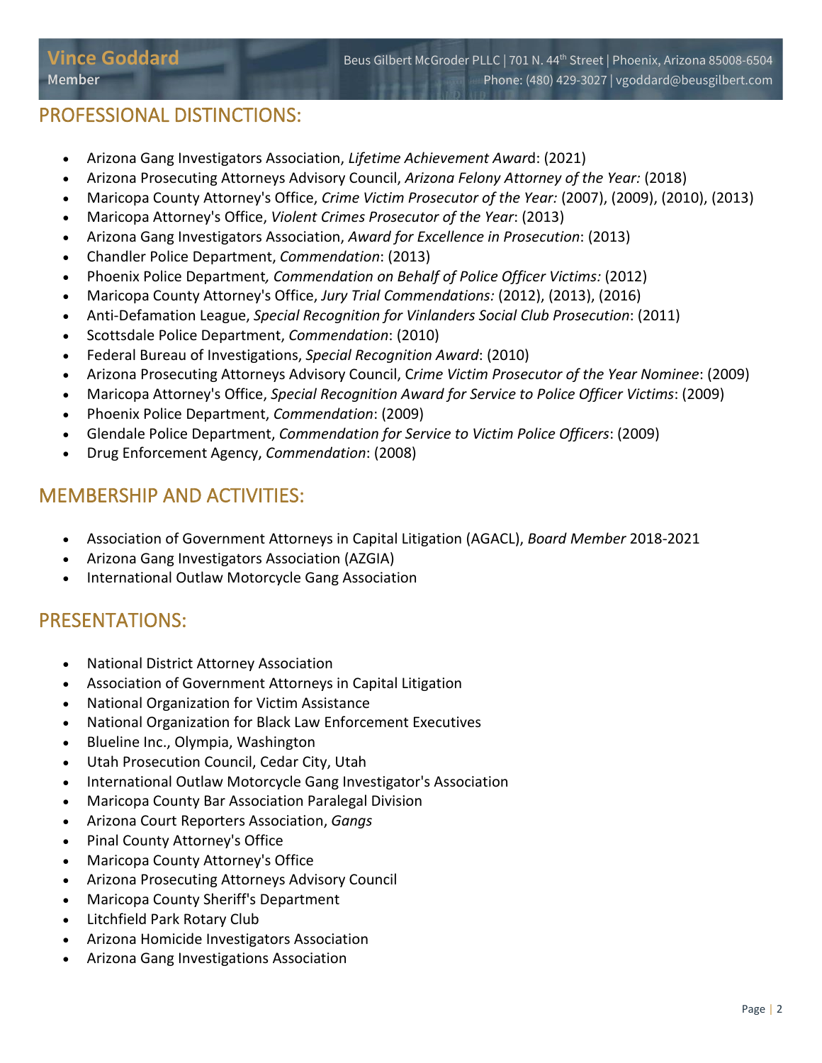## PROFESSIONAL DISTINCTIONS:

- Arizona Gang Investigators Association, *Lifetime Achievement Award*: (2021)
- Arizona Prosecuting Attorneys Advisory Council, *Arizona Felony Attorney of the Year:* (2018)
- Maricopa County Attorney's Office, *Crime Victim Prosecutor of the Year:* (2007), (2009), (2010), (2013)
- Maricopa Attorney's Office, *Violent Crimes Prosecutor of the Year*: (2013)
- Arizona Gang Investigators Association, *Award for Excellence in Prosecution*: (2013)
- Chandler Police Department, *Commendation*: (2013)
- Phoenix Police Department*, Commendation on Behalf of Police Officer Victims:* (2012)
- Maricopa County Attorney's Office, *Jury Trial Commendations:* (2012), (2013), (2016)
- Anti-Defamation League, *Special Recognition for Vinlanders Social Club Prosecution*: (2011)
- Scottsdale Police Department, *Commendation*: (2010)
- Federal Bureau of Investigations, *Special Recognition Award*: (2010)
- Arizona Prosecuting Attorneys Advisory Council, C*rime Victim Prosecutor of the Year Nominee*: (2009)
- Maricopa Attorney's Office, *Special Recognition Award for Service to Police Officer Victims*: (2009)
- Phoenix Police Department, *Commendation*: (2009)
- Glendale Police Department, *Commendation for Service to Victim Police Officers*: (2009)
- Drug Enforcement Agency, *Commendation*: (2008)

## MEMBERSHIP AND ACTIVITIES:

- Association of Government Attorneys in Capital Litigation (AGACL), *Board Member* 2018-2021
- Arizona Gang Investigators Association (AZGIA)
- International Outlaw Motorcycle Gang Association

## PRESENTATIONS:

- National District Attorney Association
- Association of Government Attorneys in Capital Litigation
- National Organization for Victim Assistance
- National Organization for Black Law Enforcement Executives
- Blueline Inc., Olympia, Washington
- Utah Prosecution Council, Cedar City, Utah
- International Outlaw Motorcycle Gang Investigator's Association
- Maricopa County Bar Association Paralegal Division
- Arizona Court Reporters Association, *Gangs*
- Pinal County Attorney's Office
- Maricopa County Attorney's Office
- Arizona Prosecuting Attorneys Advisory Council
- Maricopa County Sheriff's Department
- Litchfield Park Rotary Club
- Arizona Homicide Investigators Association
- Arizona Gang Investigations Association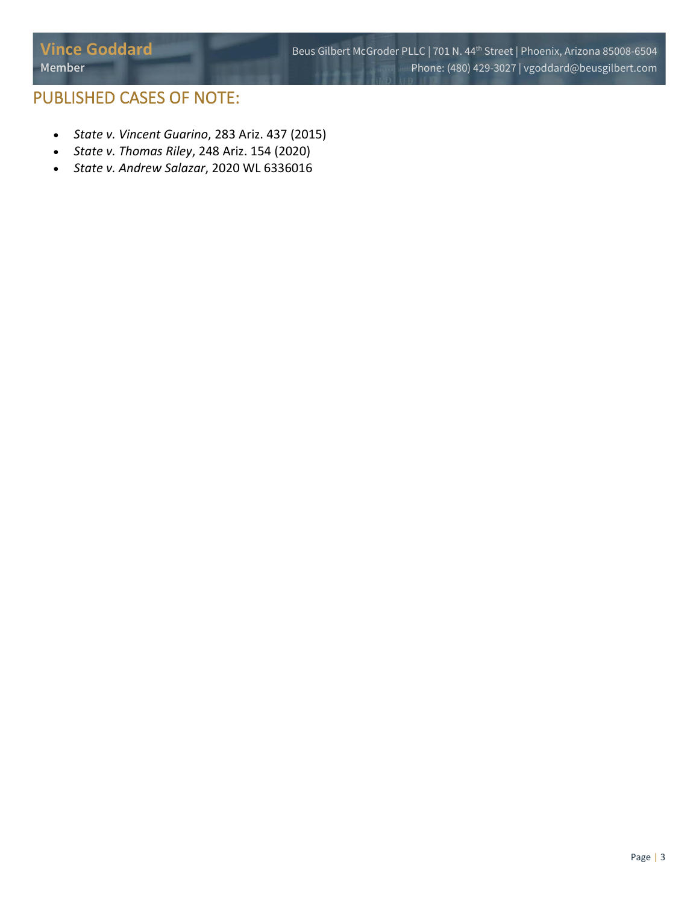## PUBLISHED CASES OF NOTE:

- *State v. Vincent Guarino*, 283 Ariz. 437 (2015)
- *State v. Thomas Riley*, 248 Ariz. 154 (2020)
- *State v. Andrew Salazar*, 2020 WL 6336016